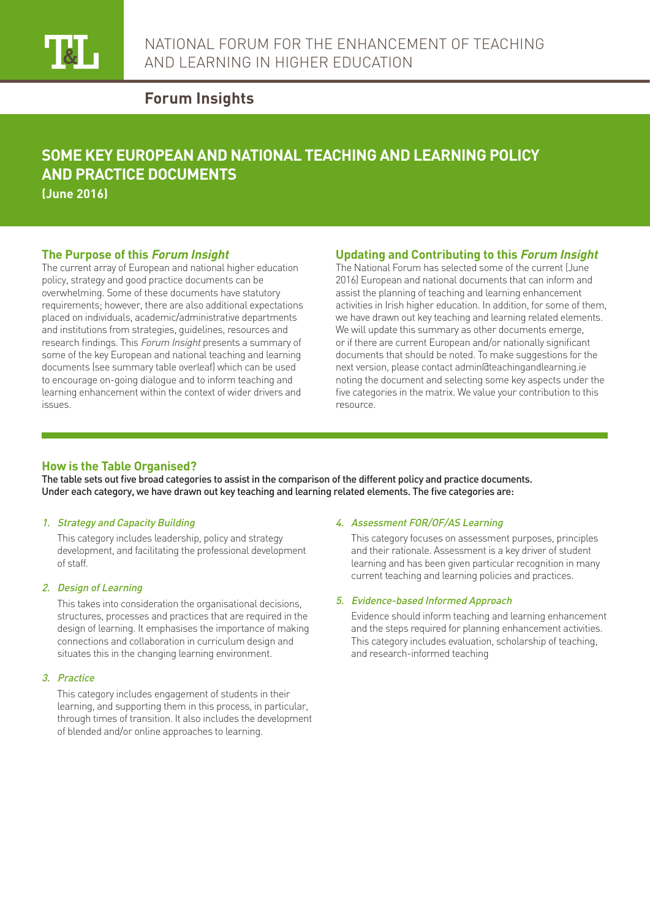NATIONAL FORUM FOR THE ENHANCEMENT OF TEACHING AND LEARNING IN HIGHER EDUCATION

**Forum Insights**

# SOME KEY EUROPEAN AND NATIONAL TEACHING AND LEARNING POLICY AND PRACTICE DOCUMENTS

**(June 2016)**

## The Purpose of this *Forum Insight*

The current array of European and national higher education policy, strategy and good practice documents can be overwhelming. Some of these documents have statutory requirements; however, there are also additional expectations placed on individuals, academic/administrative departments and institutions from strategies, guidelines, resources and research findings. This *Forum Insight* presents a summary of some of the key European and national teaching and learning documents (see summary table overleaf) which can be used to encourage on-going dialogue and to inform teaching and learning enhancement within the context of wider drivers and issues.

## Updating and Contributing to this *Forum Insight*

The National Forum has selected some of the current (June 2016) European and national documents that can inform and assist the planning of teaching and learning enhancement activities in Irish higher education. In addition, for some of them, we have drawn out key teaching and learning related elements. We will update this summary as other documents emerge, or if there are current European and/or nationally significant documents that should be noted. To make suggestions for the next version, please contact admin@teachingandlearning.ie noting the document and selecting some key aspects under the five categories in the matrix. We value your contribution to this resource.

## How is the Table Organised?

The table sets out five broad categories to assist in the comparison of the different policy and practice documents. Under each category, we have drawn out key teaching and learning related elements. The five categories are:

1. *Strategy and Capacity Building*

   This category includes leadership, policy and strategy development, and facilitating the professional development of staff.

2. *Design of Learning*

   This takes into consideration the organisational decisions, structures, processes and practices that are required in the design of learning. It emphasises the importance of making connections and collaboration in curriculum design and situates this in the changing learning environment.

3. *Practice*

   This category includes engagement of students in their learning, and supporting them in this process, in particular, through times of transition. It also includes the development of blended and/or online approaches to learning.

4. *Assessment FOR/OF/AS Learning*

   This category focuses on assessment purposes, principles and their rationale. Assessment is a key driver of student learning and has been given particular recognition in many current teaching and learning policies and practices.

5. *Evidence-based Informed Approach*

   Evidence should inform teaching and learning enhancement and the steps required for planning enhancement activities. This category includes evaluation, scholarship of teaching, and research-informed teaching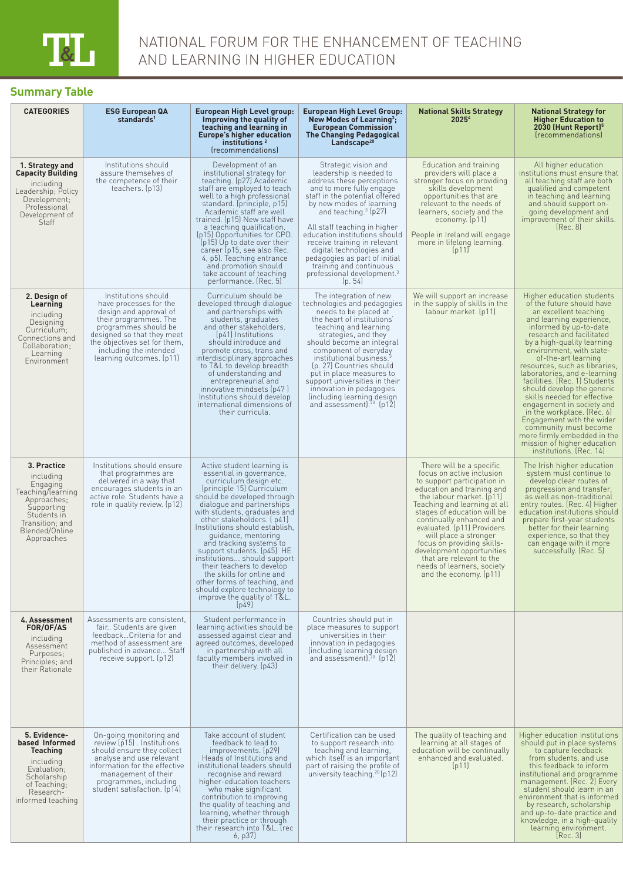# NATIONAL FORUM FOR THE ENHANCEMENT OF TEACHING AND LEARNING IN HIGHER EDUCATION

## Summary Table

| CATEGORIES | ESG European QA standards[1] | European High Level group: Improving the quality of teaching and learning in Europe's higher education institutions [2] (recommendations) | European High Level Group: New Modes of Learning[3]; European Commission The Changing Pedagogical Landscape[20] | National Skills Strategy 2025[4] | National Strategy for Higher Education to 2030 (Hunt Report)[5] (recommendations) |
|---|---|---|---|---|---|
| **1. Strategy and Capacity Building** including Leadership; Policy Development; Professional Development of Staff | Institutions should assure themselves of the competence of their teachers. (p13) | Development of an institutional strategy for teaching. (p27) Academic staff are employed to teach well to a high professional standard. (principle, p15) Academic staff are well trained. (p15) New staff have a teaching qualification. (p15) Opportunities for CPD. (p15) Up to date over their career (p15, see also Rec. 4, p5). Teaching entrance and promotion should take account of teaching performance. (Rec. 5) | Strategic vision and leadership is needed to address these perceptions and to more fully engage staff in the potential offered by new modes of learning and teaching.[3] (p27)<br><br>All staff teaching in higher education institutions should receive training in relevant digital technologies and pedagogies as part of initial training and continuous professional development.[3] (p. 54) | Education and training providers will place a stronger focus on providing skills development opportunities that are relevant to the needs of learners, society and the economy. (p11)<br><br>People in Ireland will engage more in lifelong learning. (p11) | All higher education institutions must ensure that all teaching staff are both qualified and competent in teaching and learning and should support on-going development and improvement of their skills. (Rec. 8) |
| **2. Design of Learning** including Designing Curriculum; Connections and Collaboration; Learning Environment | Institutions should have processes for the design and approval of their programmes. The programmes should be designed so that they meet the objectives set for them, including the intended learning outcomes. (p11) | Curriculum should be developed through dialogue and partnerships with students, graduates and other stakeholders. (p41) Institutions should introduce and promote cross, trans and interdisciplinary approaches to T&L to develop breadth of understanding and entrepreneurial and innovative mindsets (p47 ) Institutions should develop international dimensions of their curricula. | The integration of new technologies and pedagogies needs to be placed at the heart of institutions' teaching and learning strategies, and they should become an integral component of everyday institutional business.[3] (p. 27) Countries should put in place measures to support universities in their innovation in pedagogies (including learning design and assessment).[20] (p12) | We will support an increase in the supply of skills in the labour market. (p11) | Higher education students of the future should have an excellent teaching and learning experience, informed by up-to-date research and facilitated by a high-quality learning environment, with state-of-the-art learning resources, such as libraries, laboratories, and e-learning facilities. (Rec. 1) Students should develop the generic skills needed for effective engagement in society and in the workplace. (Rec. 6) Engagement with the wider community must become more firmly embedded in the mission of higher education institutions. (Rec. 14) |
| **3. Practice** including Engaging Teaching/learning Approaches; Supporting Students in Transition; and Blended/Online Approaches | Institutions should ensure that programmes are delivered in a way that encourages students in an active role. Students have a role in quality review. (p12) | Active student learning is essential in governance, curriculum design etc. (principle 15) Curriculum should be developed through dialogue and partnerships with students, graduates and other stakeholders. ( p41) Institutions should establish, guidance, mentoring and tracking systems to support students. (p45) HE institutions... should support their teachers to develop the skills for online and other forms of teaching, and should explore technology to improve the quality of T&L. (p49) | | There will be a specific focus on active inclusion to support participation in education and training and the labour market. (p11) Teaching and learning at all stages of education will be continually enhanced and evaluated. (p11) Providers will place a stronger focus on providing skills-development opportunities that are relevant to the needs of learners, society and the economy. (p11) | The Irish higher education system must continue to develop clear routes of progression and transfer, as well as non-traditional entry routes. (Rec. 4) Higher education institutions should prepare first-year students better for their learning experience, so that they can engage with it more successfully. (Rec. 5) |
| **4. Assessment FOR/OF/AS** including Assessment Purposes; Principles; and their Rationale | Assessments are consistent, fair.. Students are given feedback...Criteria for and method of assessment are published in advance... Staff receive support. (p12) | Student performance in learning activities should be assessed against clear and agreed outcomes, developed in partnership with all faculty members involved in their delivery. (p43) | Countries should put in place measures to support universities in their innovation in pedagogies (including learning design and assessment).[20] (p12) | | |
| **5. Evidence-based Informed Teaching** including Evaluation; Scholarship of Teaching; Research-informed teaching | On-going monitoring and review (p15) . Institutions should ensure they collect analyse and use relevant information for the effective management of their programmes, including student satisfaction. (p14) | Take account of student feedback to lead to improvements. (p29) Heads of Institutions and institutional leaders should recognise and reward higher-education teachers who make significant contribution to improving the quality of teaching and learning, whether through their practice or through their research into T&L. (rec 6, p37) | Certification can be used to support research into teaching and learning, which itself is an important part of raising the profile of university teaching.[20] (p12) | The quality of teaching and learning at all stages of education will be continually enhanced and evaluated. (p11) | Higher education institutions should put in place systems to capture feedback from students, and use this feedback to inform institutional and programme management. (Rec. 2) Every student should learn in an environment that is informed by research, scholarship and up-to-date practice and knowledge, in a high-quality learning environment. (Rec. 3) |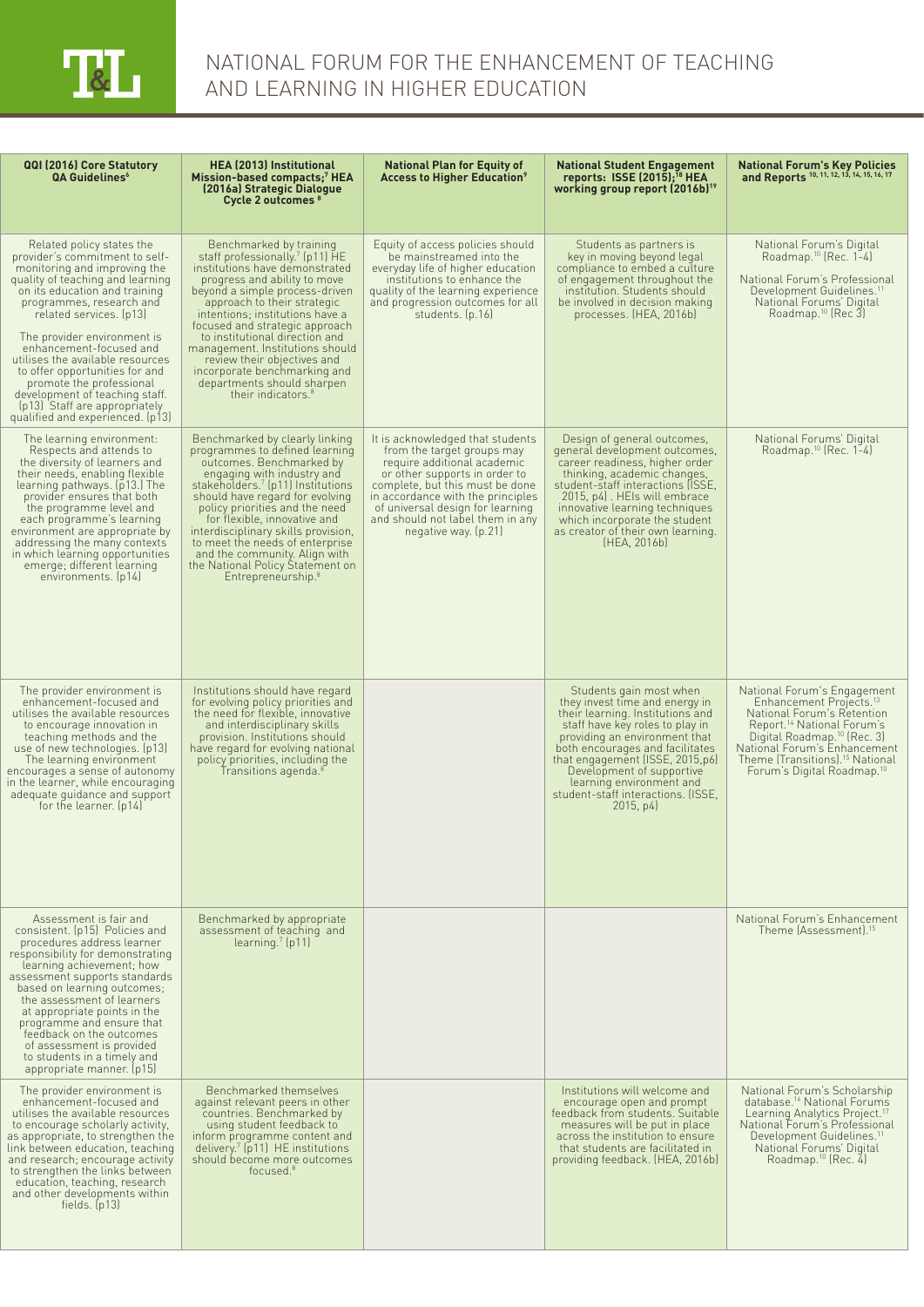| QQI (2016) Core Statutory QA Guidelines[6] | HEA (2013) Institutional Mission-based compacts;[7] HEA (2016a) Strategic Dialogue Cycle 2 outcomes [8] | National Plan for Equity of Access to Higher Education[9] | National Student Engagement reports: ISSE (2015);[18] HEA working group report (2016b)[19] | National Forum's Key Policies and Reports [10, 11, 12, 13, 14, 15, 16, 17] |
|---|---|---|---|---|
| Related policy states the provider's commitment to self-monitoring and improving the quality of teaching and learning on its education and training programmes, research and related services. (p13)<br><br>The provider environment is enhancement-focused and utilises the available resources to offer opportunities for and promote the professional development of teaching staff. (p13) Staff are appropriately qualified and experienced. (p13) | Benchmarked by training staff professionally.[7] (p11) HE institutions have demonstrated progress and ability to move beyond a simple process-driven approach to their strategic intentions; institutions have a focused and strategic approach to institutional direction and management. Institutions should review their objectives and incorporate benchmarking and departments should sharpen their indicators.[8] | Equity of access policies should be mainstreamed into the everyday life of higher education institutions to enhance the quality of the learning experience and progression outcomes for all students. (p.16) | Students as partners is key in moving beyond legal compliance to embed a culture of engagement throughout the institution. Students should be involved in decision making processes. (HEA, 2016b) | National Forum's Digital Roadmap.[10] (Rec. 1-4)<br><br>National Forum's Professional Development Guidelines.[11] National Forums' Digital Roadmap.[10] (Rec 3) |
| The learning environment: Respects and attends to the diversity of learners and their needs, enabling flexible learning pathways. (p13.) The provider ensures that both the programme level and each programme's learning environment are appropriate by addressing the many contexts in which learning opportunities emerge; different learning environments. (p14) | Benchmarked by clearly linking programmes to defined learning outcomes. Benchmarked by engaging with industry and stakeholders.[7] (p11) Institutions should have regard for evolving policy priorities and the need for flexible, innovative and interdisciplinary skills provision, to meet the needs of enterprise and the community. Align with the National Policy Statement on Entrepreneurship.[8] | It is acknowledged that students from the target groups may require additional academic or other supports in order to complete, but this must be done in accordance with the principles of universal design for learning and should not label them in any negative way. (p.21) | Design of general outcomes, general development outcomes, career readiness, higher order thinking, academic changes, student-staff interactions (ISSE, 2015, p4) . HEIs will embrace innovative learning techniques which incorporate the student as creator of their own learning. (HEA, 2016b) | National Forums' Digital Roadmap.[10] (Rec. 1-4) |
| The provider environment is enhancement-focused and utilises the available resources to encourage innovation in teaching methods and the use of new technologies. (p13) The learning environment encourages a sense of autonomy in the learner, while encouraging adequate guidance and support for the learner. (p14) | Institutions should have regard for evolving policy priorities and the need for flexible, innovative and interdisciplinary skills provision. Institutions should have regard for evolving national policy priorities, including the Transitions agenda.[8] | | Students gain most when they invest time and energy in their learning. Institutions and staff have key roles to play in providing an environment that both encourages and facilitates that engagement (ISSE, 2015,p6) Development of supportive learning environment and student-staff interactions. (ISSE, 2015, p4) | National Forum's Engagement Enhancement Projects.[13] National Forum's Retention Report.[14] National Forum's Digital Roadmap.[10] (Rec. 3) National Forum's Enhancement Theme (Transitions).[15] National Forum's Digital Roadmap.[10] |
| Assessment is fair and consistent. (p15) Policies and procedures address learner responsibility for demonstrating learning achievement; how assessment supports standards based on learning outcomes; the assessment of learners at appropriate points in the programme and ensure that feedback on the outcomes of assessment is provided to students in a timely and appropriate manner. (p15) | Benchmarked by appropriate assessment of teaching and learning.[7] (p11) | | | National Forum's Enhancement Theme (Assessment).[15] |
| The provider environment is enhancement-focused and utilises the available resources to encourage scholarly activity, as appropriate, to strengthen the link between education, teaching and research; encourage activity to strengthen the links between education, teaching, research and other developments within fields. (p13) | Benchmarked themselves against relevant peers in other countries. Benchmarked by using student feedback to inform programme content and delivery.[7] (p11) HE institutions should become more outcomes focused.[8] | | Institutions will welcome and encourage open and prompt feedback from students. Suitable measures will be put in place across the institution to ensure that students are facilitated in providing feedback. (HEA, 2016b) | National Forum's Scholarship database.[16] National Forums Learning Analytics Project.[17] National Forum's Professional Development Guidelines.[11] National Forums' Digital Roadmap.[10] (Rec. 4) |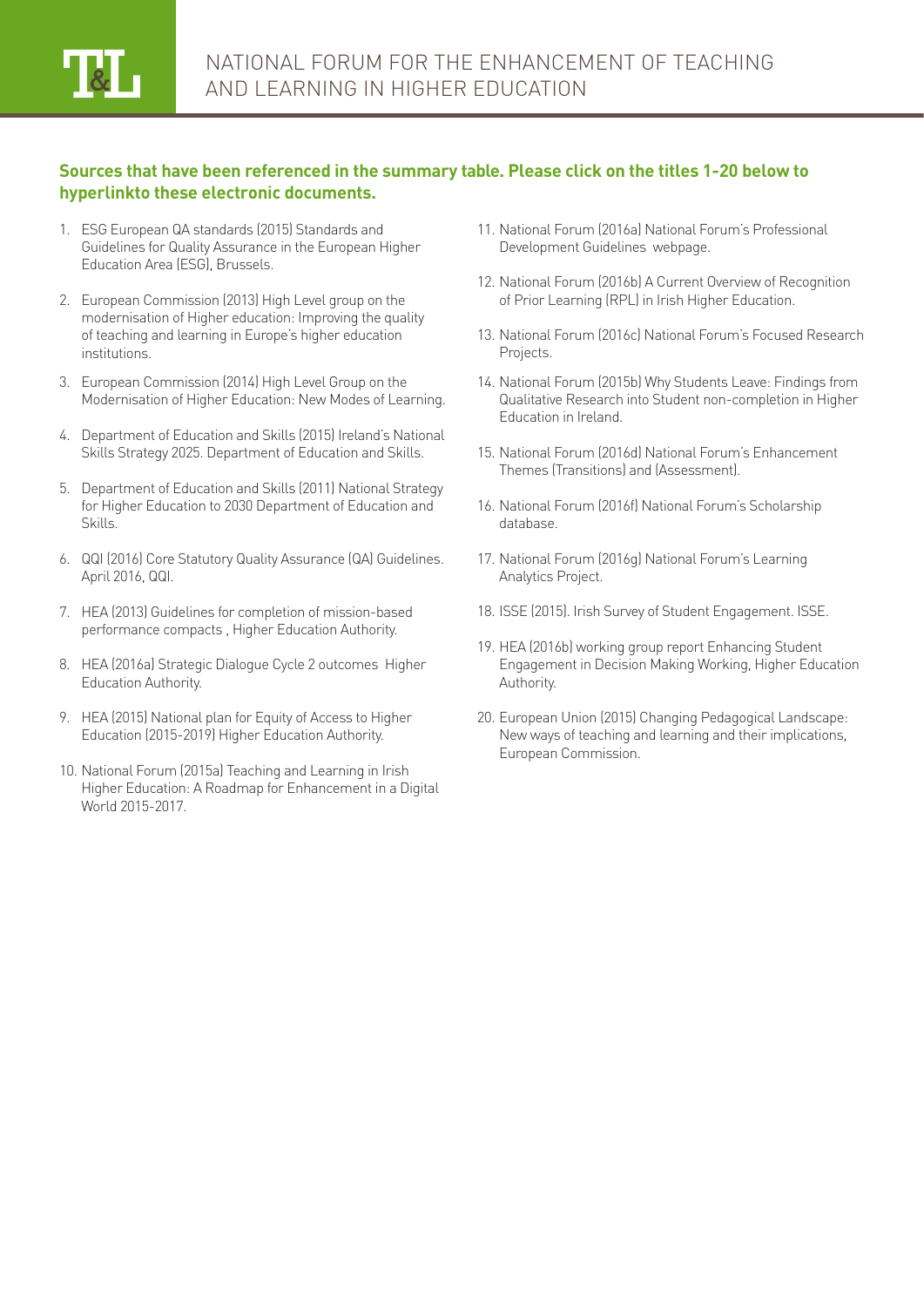**Sources that have been referenced in the summary table. Please click on the titles 1-20 below to hyperlinkto these electronic documents.**

1. ESG European QA standards (2015) Standards and Guidelines for Quality Assurance in the European Higher Education Area (ESG), Brussels.
2. European Commission (2013) High Level group on the modernisation of Higher education: Improving the quality of teaching and learning in Europe's higher education institutions.
3. European Commission (2014) High Level Group on the Modernisation of Higher Education: New Modes of Learning.
4. Department of Education and Skills (2015) Ireland's National Skills Strategy 2025. Department of Education and Skills.
5. Department of Education and Skills (2011) National Strategy for Higher Education to 2030 Department of Education and Skills.
6. QQI (2016) Core Statutory Quality Assurance (QA) Guidelines. April 2016, QQI.
7. HEA (2013) Guidelines for completion of mission-based performance compacts , Higher Education Authority.
8. HEA (2016a) Strategic Dialogue Cycle 2 outcomes Higher Education Authority.
9. HEA (2015) National plan for Equity of Access to Higher Education (2015-2019) Higher Education Authority.
10. National Forum (2015a) Teaching and Learning in Irish Higher Education: A Roadmap for Enhancement in a Digital World 2015-2017.
11. National Forum (2016a) National Forum's Professional Development Guidelines webpage.
12. National Forum (2016b) A Current Overview of Recognition of Prior Learning (RPL) in Irish Higher Education.
13. National Forum (2016c) National Forum's Focused Research Projects.
14. National Forum (2015b) Why Students Leave: Findings from Qualitative Research into Student non-completion in Higher Education in Ireland.
15. National Forum (2016d) National Forum's Enhancement Themes (Transitions) and (Assessment).
16. National Forum (2016f) National Forum's Scholarship database.
17. National Forum (2016g) National Forum's Learning Analytics Project.
18. ISSE (2015). Irish Survey of Student Engagement. ISSE.
19. HEA (2016b) working group report Enhancing Student Engagement in Decision Making Working, Higher Education Authority.
20. European Union (2015) Changing Pedagogical Landscape: New ways of teaching and learning and their implications, European Commission.